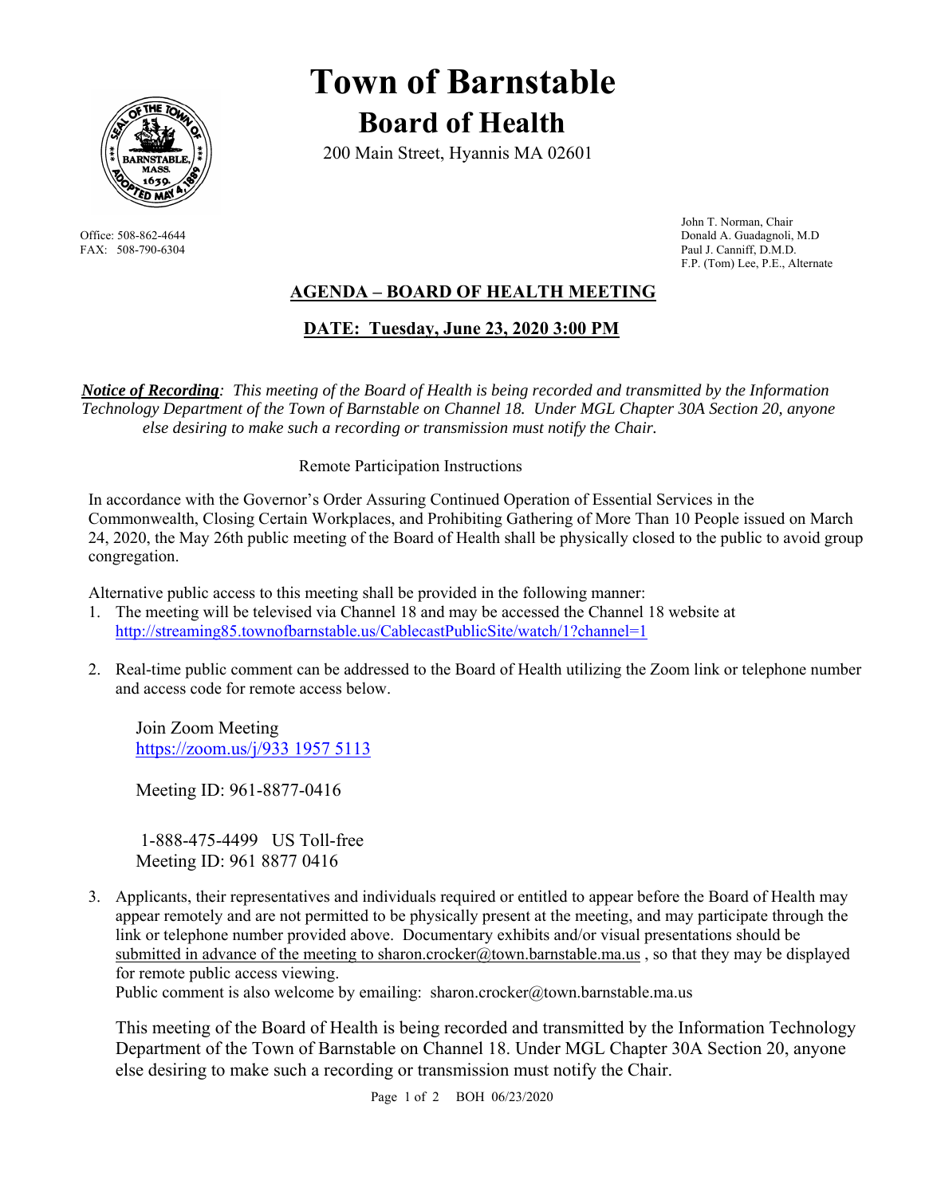# Town of Barnstable

## Board of Health

200 Main Street, Hyannis MA 02601

Office: 508-862-4644
FAX: 508-790-6304

John T. Norman, Chair
Donald A. Guadagnoli, M.D
Paul J. Canniff, D.M.D.
F.P. (Tom) Lee, P.E., Alternate

## AGENDA – BOARD OF HEALTH MEETING

### DATE: Tuesday, June 23, 2020 3:00 PM

***Notice of Recording***: *This meeting of the Board of Health is being recorded and transmitted by the Information Technology Department of the Town of Barnstable on Channel 18. Under MGL Chapter 30A Section 20, anyone else desiring to make such a recording or transmission must notify the Chair.*

Remote Participation Instructions

In accordance with the Governor's Order Assuring Continued Operation of Essential Services in the Commonwealth, Closing Certain Workplaces, and Prohibiting Gathering of More Than 10 People issued on March 24, 2020, the May 26th public meeting of the Board of Health shall be physically closed to the public to avoid group congregation.

Alternative public access to this meeting shall be provided in the following manner:

1. The meeting will be televised via Channel 18 and may be accessed the Channel 18 website at http://streaming85.townofbarnstable.us/CablecastPublicSite/watch/1?channel=1

2. Real-time public comment can be addressed to the Board of Health utilizing the Zoom link or telephone number and access code for remote access below.

   Join Zoom Meeting
   https://zoom.us/j/933 1957 5113

   Meeting ID: 961-8877-0416

   1-888-475-4499 US Toll-free
   Meeting ID: 961 8877 0416

3. Applicants, their representatives and individuals required or entitled to appear before the Board of Health may appear remotely and are not permitted to be physically present at the meeting, and may participate through the link or telephone number provided above. Documentary exhibits and/or visual presentations should be submitted in advance of the meeting to sharon.crocker@town.barnstable.ma.us , so that they may be displayed for remote public access viewing.
   Public comment is also welcome by emailing: sharon.crocker@town.barnstable.ma.us

   This meeting of the Board of Health is being recorded and transmitted by the Information Technology Department of the Town of Barnstable on Channel 18. Under MGL Chapter 30A Section 20, anyone else desiring to make such a recording or transmission must notify the Chair.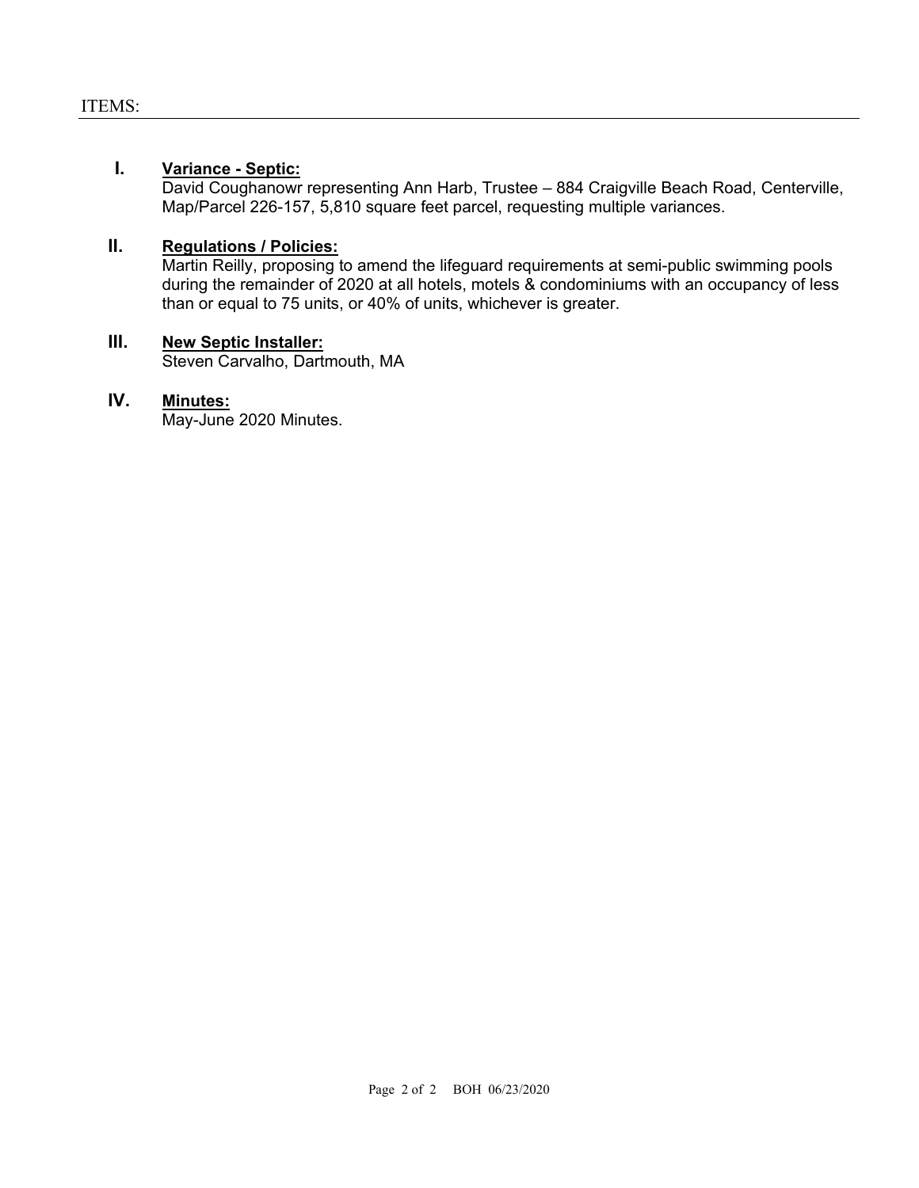ITEMS:

## I. Variance - Septic:

David Coughanowr representing Ann Harb, Trustee – 884 Craigville Beach Road, Centerville, Map/Parcel 226-157, 5,810 square feet parcel, requesting multiple variances.

## II. Regulations / Policies:

Martin Reilly, proposing to amend the lifeguard requirements at semi-public swimming pools during the remainder of 2020 at all hotels, motels & condominiums with an occupancy of less than or equal to 75 units, or 40% of units, whichever is greater.

## III. New Septic Installer:

Steven Carvalho, Dartmouth, MA

## IV. Minutes:

May-June 2020 Minutes.